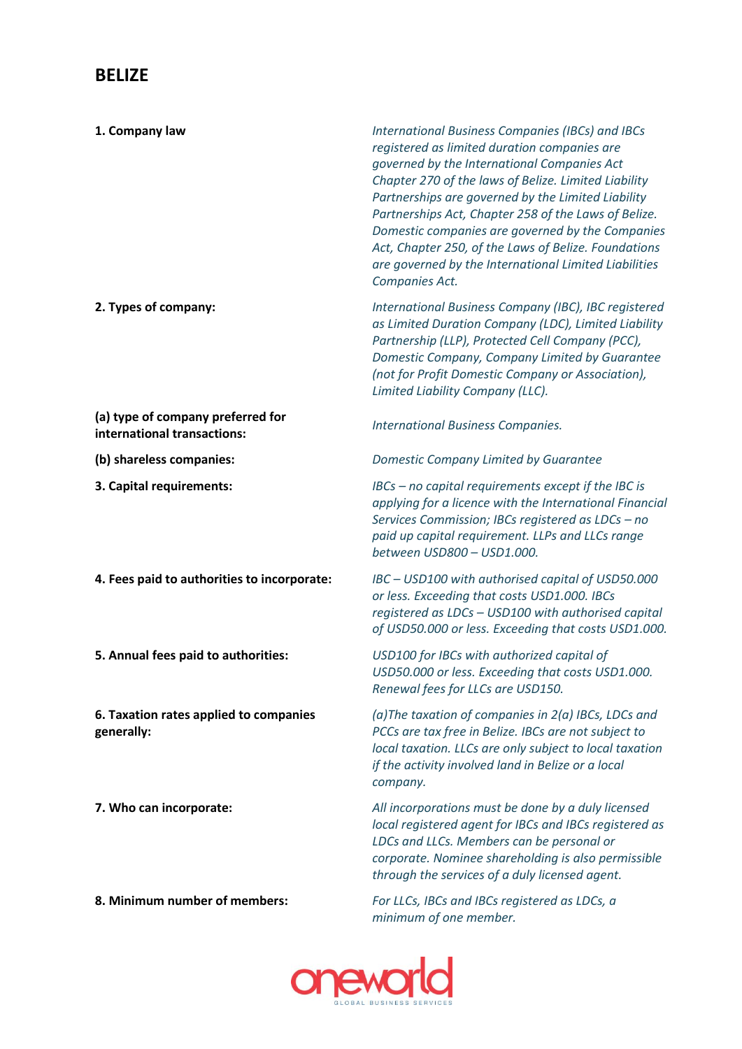# BELIZE

| | |
|---|---|
| **1. Company law** | *International Business Companies (IBCs) and IBCs registered as limited duration companies are governed by the International Companies Act Chapter 270 of the laws of Belize. Limited Liability Partnerships are governed by the Limited Liability Partnerships Act, Chapter 258 of the Laws of Belize. Domestic companies are governed by the Companies Act, Chapter 250, of the Laws of Belize. Foundations are governed by the International Limited Liabilities Companies Act.* |
| **2. Types of company:** | *International Business Company (IBC), IBC registered as Limited Duration Company (LDC), Limited Liability Partnership (LLP), Protected Cell Company (PCC), Domestic Company, Company Limited by Guarantee (not for Profit Domestic Company or Association), Limited Liability Company (LLC).* |
| **(a) type of company preferred for international transactions:** | *International Business Companies.* |
| **(b) shareless companies:** | *Domestic Company Limited by Guarantee* |
| **3. Capital requirements:** | *IBCs – no capital requirements except if the IBC is applying for a licence with the International Financial Services Commission; IBCs registered as LDCs – no paid up capital requirement. LLPs and LLCs range between USD800 – USD1.000.* |
| **4. Fees paid to authorities to incorporate:** | *IBC – USD100 with authorised capital of USD50.000 or less. Exceeding that costs USD1.000. IBCs registered as LDCs – USD100 with authorised capital of USD50.000 or less. Exceeding that costs USD1.000.* |
| **5. Annual fees paid to authorities:** | *USD100 for IBCs with authorized capital of USD50.000 or less. Exceeding that costs USD1.000. Renewal fees for LLCs are USD150.* |
| **6. Taxation rates applied to companies generally:** | *(a)The taxation of companies in 2(a) IBCs, LDCs and PCCs are tax free in Belize. IBCs are not subject to local taxation. LLCs are only subject to local taxation if the activity involved land in Belize or a local company.* |
| **7. Who can incorporate:** | *All incorporations must be done by a duly licensed local registered agent for IBCs and IBCs registered as LDCs and LLCs. Members can be personal or corporate. Nominee shareholding is also permissible through the services of a duly licensed agent.* |
| **8. Minimum number of members:** | *For LLCs, IBCs and IBCs registered as LDCs, a minimum of one member.* |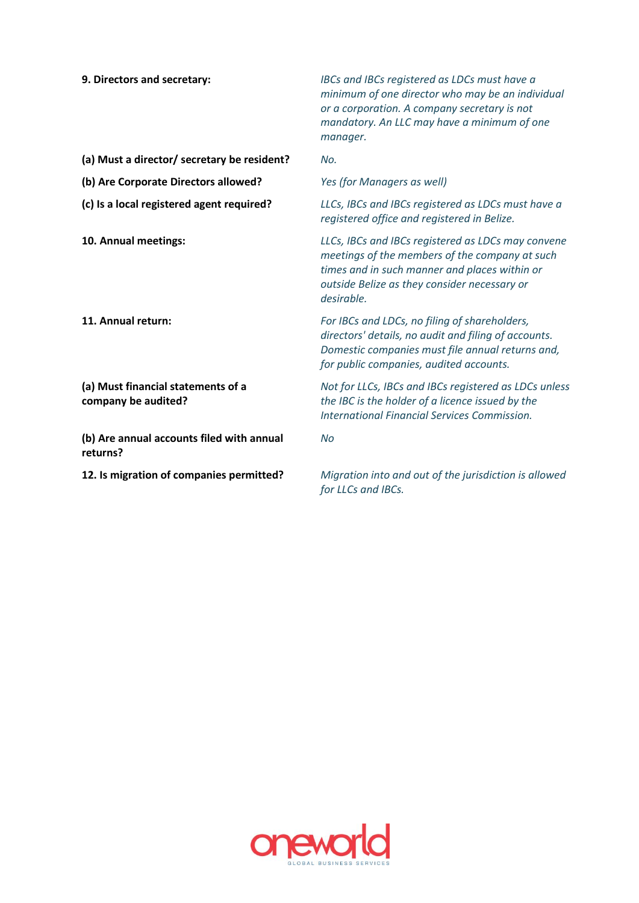| | |
|---|---|
| **9. Directors and secretary:** | *IBCs and IBCs registered as LDCs must have a minimum of one director who may be an individual or a corporation. A company secretary is not mandatory. An LLC may have a minimum of one manager.* |
| **(a) Must a director/ secretary be resident?** | *No.* |
| **(b) Are Corporate Directors allowed?** | *Yes (for Managers as well)* |
| **(c) Is a local registered agent required?** | *LLCs, IBCs and IBCs registered as LDCs must have a registered office and registered in Belize.* |
| **10. Annual meetings:** | *LLCs, IBCs and IBCs registered as LDCs may convene meetings of the members of the company at such times and in such manner and places within or outside Belize as they consider necessary or desirable.* |
| **11. Annual return:** | *For IBCs and LDCs, no filing of shareholders, directors' details, no audit and filing of accounts. Domestic companies must file annual returns and, for public companies, audited accounts.* |
| **(a) Must financial statements of a company be audited?** | *Not for LLCs, IBCs and IBCs registered as LDCs unless the IBC is the holder of a licence issued by the International Financial Services Commission.* |
| **(b) Are annual accounts filed with annual returns?** | *No* |
| **12. Is migration of companies permitted?** | *Migration into and out of the jurisdiction is allowed for LLCs and IBCs.* |